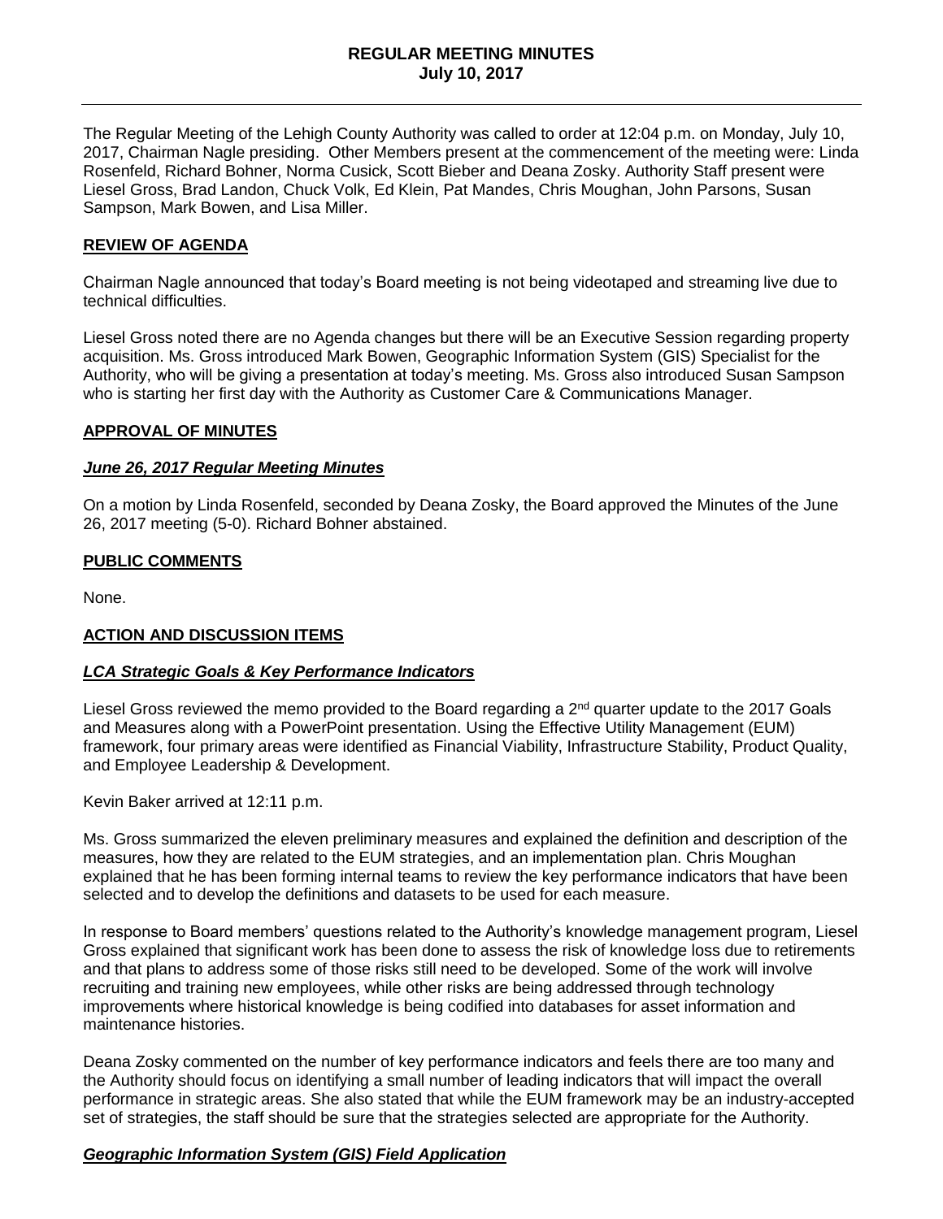# REGULAR MEETING MINUTES
# July 10, 2017

The Regular Meeting of the Lehigh County Authority was called to order at 12:04 p.m. on Monday, July 10, 2017, Chairman Nagle presiding. Other Members present at the commencement of the meeting were: Linda Rosenfeld, Richard Bohner, Norma Cusick, Scott Bieber and Deana Zosky. Authority Staff present were Liesel Gross, Brad Landon, Chuck Volk, Ed Klein, Pat Mandes, Chris Moughan, John Parsons, Susan Sampson, Mark Bowen, and Lisa Miller.

## REVIEW OF AGENDA

Chairman Nagle announced that today's Board meeting is not being videotaped and streaming live due to technical difficulties.

Liesel Gross noted there are no Agenda changes but there will be an Executive Session regarding property acquisition. Ms. Gross introduced Mark Bowen, Geographic Information System (GIS) Specialist for the Authority, who will be giving a presentation at today's meeting. Ms. Gross also introduced Susan Sampson who is starting her first day with the Authority as Customer Care & Communications Manager.

## APPROVAL OF MINUTES

### *June 26, 2017 Regular Meeting Minutes*

On a motion by Linda Rosenfeld, seconded by Deana Zosky, the Board approved the Minutes of the June 26, 2017 meeting (5-0). Richard Bohner abstained.

## PUBLIC COMMENTS

None.

## ACTION AND DISCUSSION ITEMS

### *LCA Strategic Goals & Key Performance Indicators*

Liesel Gross reviewed the memo provided to the Board regarding a 2nd quarter update to the 2017 Goals and Measures along with a PowerPoint presentation. Using the Effective Utility Management (EUM) framework, four primary areas were identified as Financial Viability, Infrastructure Stability, Product Quality, and Employee Leadership & Development.

Kevin Baker arrived at 12:11 p.m.

Ms. Gross summarized the eleven preliminary measures and explained the definition and description of the measures, how they are related to the EUM strategies, and an implementation plan. Chris Moughan explained that he has been forming internal teams to review the key performance indicators that have been selected and to develop the definitions and datasets to be used for each measure.

In response to Board members' questions related to the Authority's knowledge management program, Liesel Gross explained that significant work has been done to assess the risk of knowledge loss due to retirements and that plans to address some of those risks still need to be developed. Some of the work will involve recruiting and training new employees, while other risks are being addressed through technology improvements where historical knowledge is being codified into databases for asset information and maintenance histories.

Deana Zosky commented on the number of key performance indicators and feels there are too many and the Authority should focus on identifying a small number of leading indicators that will impact the overall performance in strategic areas. She also stated that while the EUM framework may be an industry-accepted set of strategies, the staff should be sure that the strategies selected are appropriate for the Authority.

### *Geographic Information System (GIS) Field Application*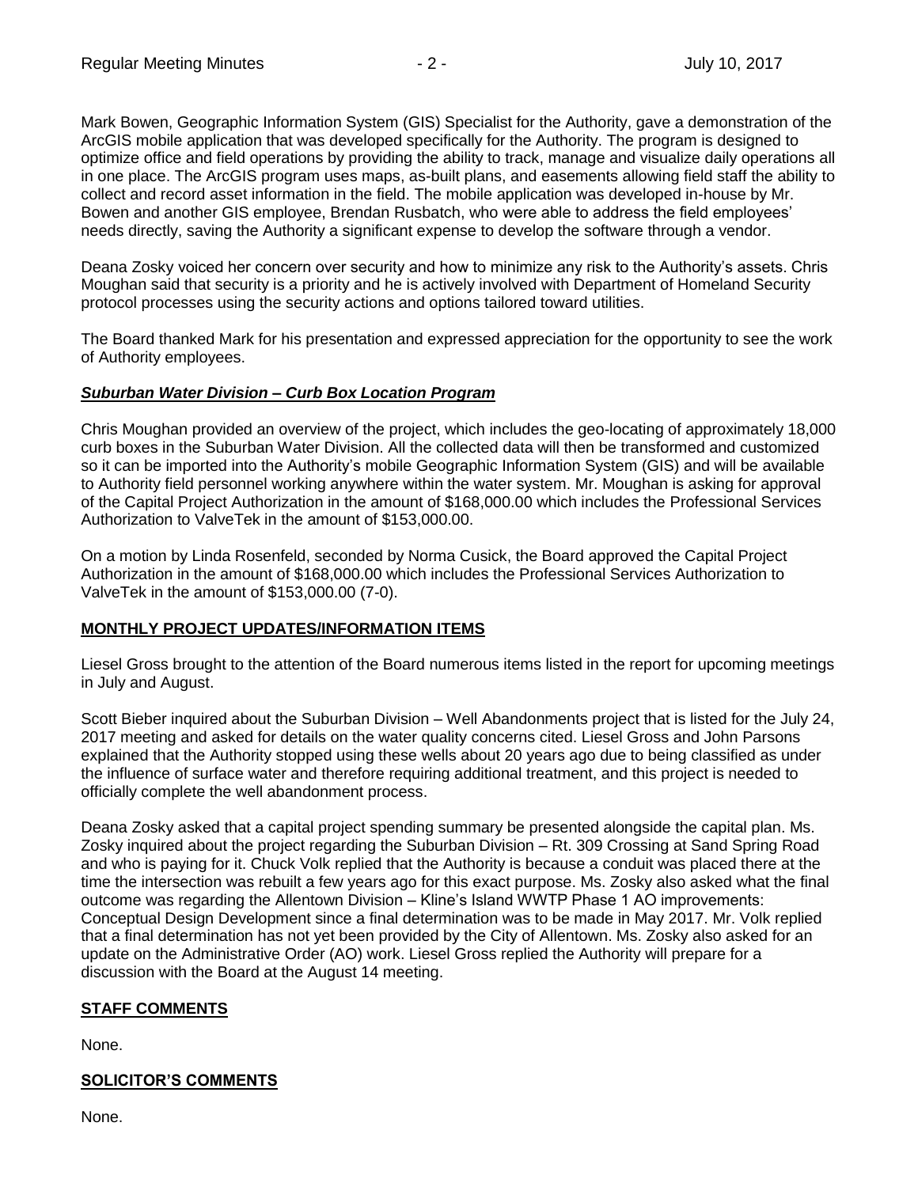Mark Bowen, Geographic Information System (GIS) Specialist for the Authority, gave a demonstration of the ArcGIS mobile application that was developed specifically for the Authority. The program is designed to optimize office and field operations by providing the ability to track, manage and visualize daily operations all in one place. The ArcGIS program uses maps, as-built plans, and easements allowing field staff the ability to collect and record asset information in the field. The mobile application was developed in-house by Mr. Bowen and another GIS employee, Brendan Rusbatch, who were able to address the field employees' needs directly, saving the Authority a significant expense to develop the software through a vendor.

Deana Zosky voiced her concern over security and how to minimize any risk to the Authority's assets. Chris Moughan said that security is a priority and he is actively involved with Department of Homeland Security protocol processes using the security actions and options tailored toward utilities.

The Board thanked Mark for his presentation and expressed appreciation for the opportunity to see the work of Authority employees.

***Suburban Water Division – Curb Box Location Program***

Chris Moughan provided an overview of the project, which includes the geo-locating of approximately 18,000 curb boxes in the Suburban Water Division. All the collected data will then be transformed and customized so it can be imported into the Authority's mobile Geographic Information System (GIS) and will be available to Authority field personnel working anywhere within the water system. Mr. Moughan is asking for approval of the Capital Project Authorization in the amount of $168,000.00 which includes the Professional Services Authorization to ValveTek in the amount of $153,000.00.

On a motion by Linda Rosenfeld, seconded by Norma Cusick, the Board approved the Capital Project Authorization in the amount of $168,000.00 which includes the Professional Services Authorization to ValveTek in the amount of $153,000.00 (7-0).

**MONTHLY PROJECT UPDATES/INFORMATION ITEMS**

Liesel Gross brought to the attention of the Board numerous items listed in the report for upcoming meetings in July and August.

Scott Bieber inquired about the Suburban Division – Well Abandonments project that is listed for the July 24, 2017 meeting and asked for details on the water quality concerns cited. Liesel Gross and John Parsons explained that the Authority stopped using these wells about 20 years ago due to being classified as under the influence of surface water and therefore requiring additional treatment, and this project is needed to officially complete the well abandonment process.

Deana Zosky asked that a capital project spending summary be presented alongside the capital plan. Ms. Zosky inquired about the project regarding the Suburban Division – Rt. 309 Crossing at Sand Spring Road and who is paying for it. Chuck Volk replied that the Authority is because a conduit was placed there at the time the intersection was rebuilt a few years ago for this exact purpose. Ms. Zosky also asked what the final outcome was regarding the Allentown Division – Kline's Island WWTP Phase 1 AO improvements: Conceptual Design Development since a final determination was to be made in May 2017. Mr. Volk replied that a final determination has not yet been provided by the City of Allentown. Ms. Zosky also asked for an update on the Administrative Order (AO) work. Liesel Gross replied the Authority will prepare for a discussion with the Board at the August 14 meeting.

**STAFF COMMENTS**

None.

**SOLICITOR'S COMMENTS**

None.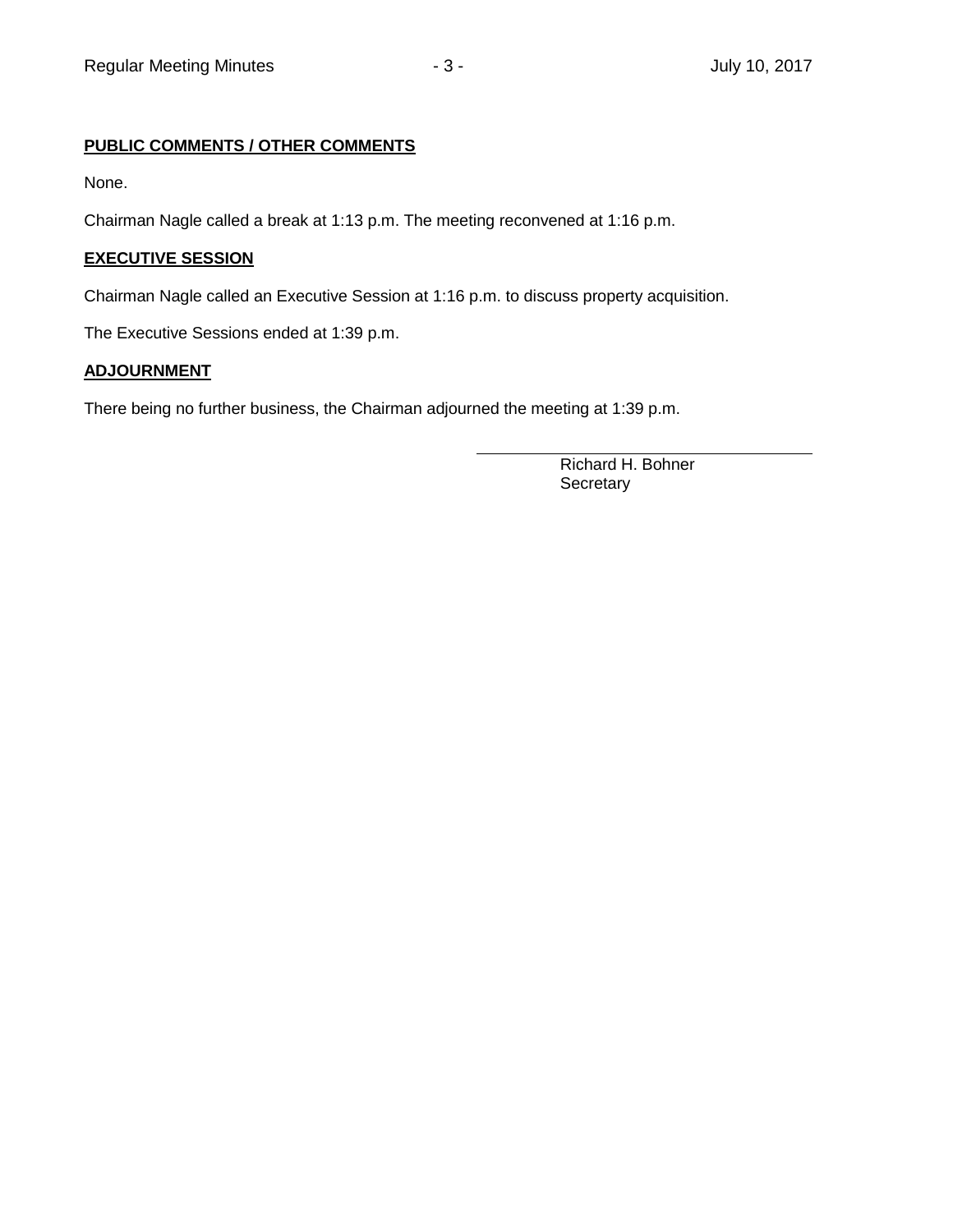**PUBLIC COMMENTS / OTHER COMMENTS**

None.

Chairman Nagle called a break at 1:13 p.m. The meeting reconvened at 1:16 p.m.

**EXECUTIVE SESSION**

Chairman Nagle called an Executive Session at 1:16 p.m. to discuss property acquisition.

The Executive Sessions ended at 1:39 p.m.

**ADJOURNMENT**

There being no further business, the Chairman adjourned the meeting at 1:39 p.m.

Richard H. Bohner
Secretary